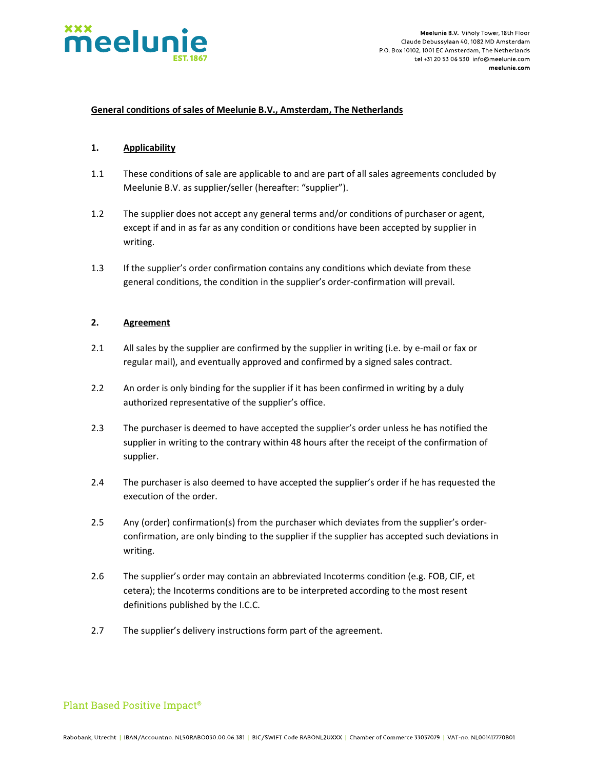# General conditions of sales of Meelunie B.V., Amsterdam, The Netherlands

## 1. Applicability

1.1 These conditions of sale are applicable to and are part of all sales agreements concluded by Meelunie B.V. as supplier/seller (hereafter: "supplier").

1.2 The supplier does not accept any general terms and/or conditions of purchaser or agent, except if and in as far as any condition or conditions have been accepted by supplier in writing.

1.3 If the supplier's order confirmation contains any conditions which deviate from these general conditions, the condition in the supplier's order-confirmation will prevail.

## 2. Agreement

2.1 All sales by the supplier are confirmed by the supplier in writing (i.e. by e-mail or fax or regular mail), and eventually approved and confirmed by a signed sales contract.

2.2 An order is only binding for the supplier if it has been confirmed in writing by a duly authorized representative of the supplier's office.

2.3 The purchaser is deemed to have accepted the supplier's order unless he has notified the supplier in writing to the contrary within 48 hours after the receipt of the confirmation of supplier.

2.4 The purchaser is also deemed to have accepted the supplier's order if he has requested the execution of the order.

2.5 Any (order) confirmation(s) from the purchaser which deviates from the supplier's order-confirmation, are only binding to the supplier if the supplier has accepted such deviations in writing.

2.6 The supplier's order may contain an abbreviated Incoterms condition (e.g. FOB, CIF, et cetera); the Incoterms conditions are to be interpreted according to the most resent definitions published by the I.C.C.

2.7 The supplier's delivery instructions form part of the agreement.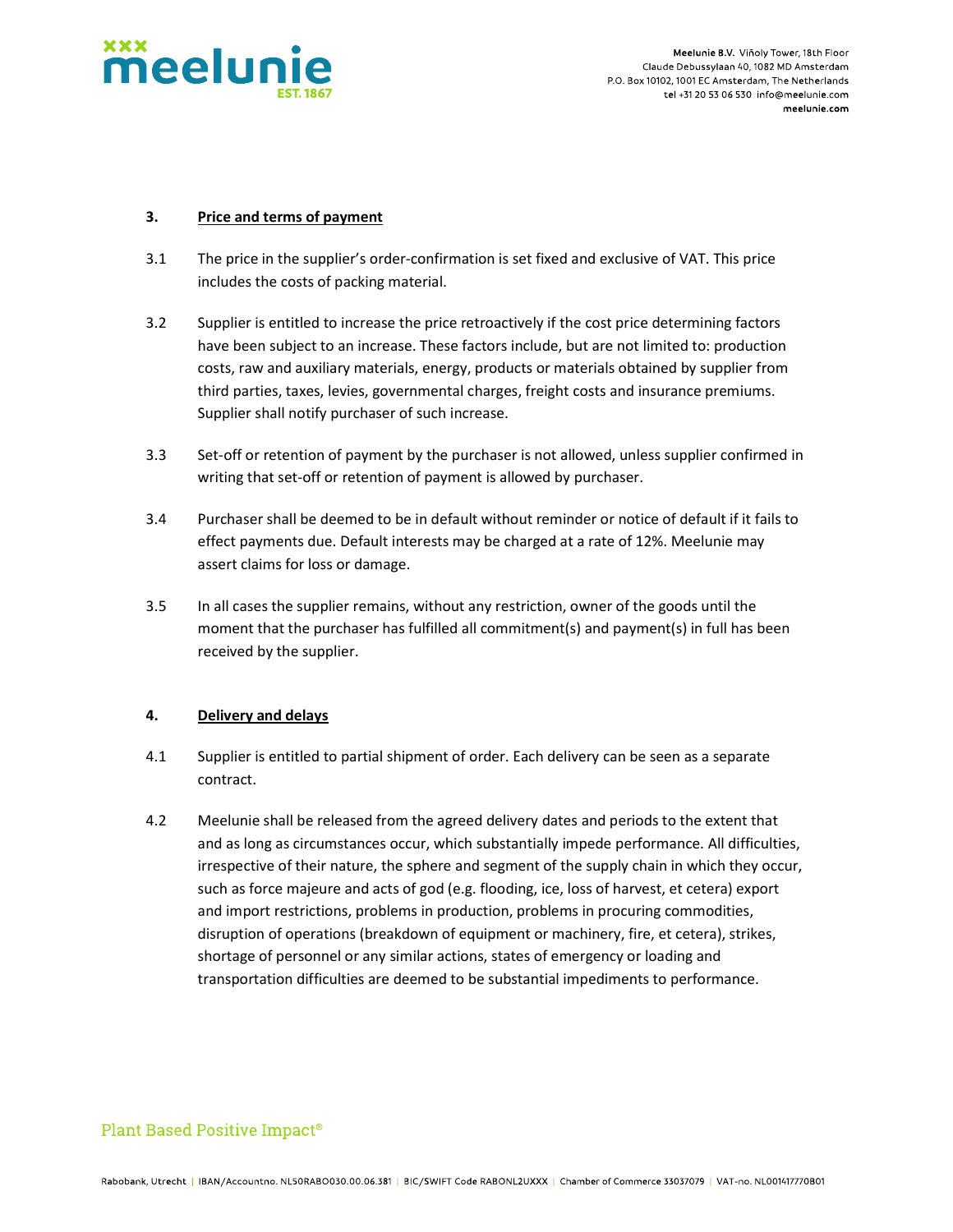## 3. Price and terms of payment

3.1 The price in the supplier's order-confirmation is set fixed and exclusive of VAT. This price includes the costs of packing material.

3.2 Supplier is entitled to increase the price retroactively if the cost price determining factors have been subject to an increase. These factors include, but are not limited to: production costs, raw and auxiliary materials, energy, products or materials obtained by supplier from third parties, taxes, levies, governmental charges, freight costs and insurance premiums. Supplier shall notify purchaser of such increase.

3.3 Set-off or retention of payment by the purchaser is not allowed, unless supplier confirmed in writing that set-off or retention of payment is allowed by purchaser.

3.4 Purchaser shall be deemed to be in default without reminder or notice of default if it fails to effect payments due. Default interests may be charged at a rate of 12%. Meelunie may assert claims for loss or damage.

3.5 In all cases the supplier remains, without any restriction, owner of the goods until the moment that the purchaser has fulfilled all commitment(s) and payment(s) in full has been received by the supplier.

## 4. Delivery and delays

4.1 Supplier is entitled to partial shipment of order. Each delivery can be seen as a separate contract.

4.2 Meelunie shall be released from the agreed delivery dates and periods to the extent that and as long as circumstances occur, which substantially impede performance. All difficulties, irrespective of their nature, the sphere and segment of the supply chain in which they occur, such as force majeure and acts of god (e.g. flooding, ice, loss of harvest, et cetera) export and import restrictions, problems in production, problems in procuring commodities, disruption of operations (breakdown of equipment or machinery, fire, et cetera), strikes, shortage of personnel or any similar actions, states of emergency or loading and transportation difficulties are deemed to be substantial impediments to performance.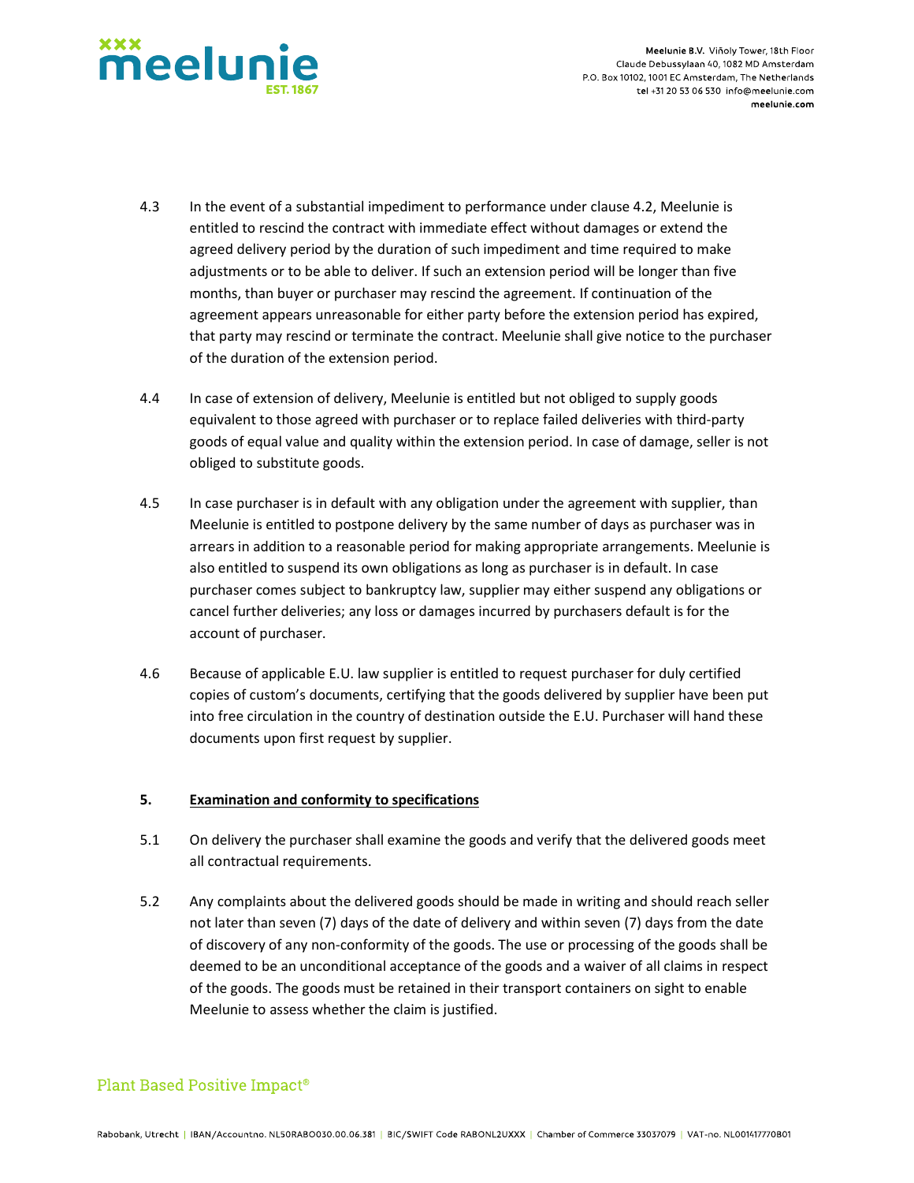4.3 In the event of a substantial impediment to performance under clause 4.2, Meelunie is entitled to rescind the contract with immediate effect without damages or extend the agreed delivery period by the duration of such impediment and time required to make adjustments or to be able to deliver. If such an extension period will be longer than five months, than buyer or purchaser may rescind the agreement. If continuation of the agreement appears unreasonable for either party before the extension period has expired, that party may rescind or terminate the contract. Meelunie shall give notice to the purchaser of the duration of the extension period.

4.4 In case of extension of delivery, Meelunie is entitled but not obliged to supply goods equivalent to those agreed with purchaser or to replace failed deliveries with third-party goods of equal value and quality within the extension period. In case of damage, seller is not obliged to substitute goods.

4.5 In case purchaser is in default with any obligation under the agreement with supplier, than Meelunie is entitled to postpone delivery by the same number of days as purchaser was in arrears in addition to a reasonable period for making appropriate arrangements. Meelunie is also entitled to suspend its own obligations as long as purchaser is in default. In case purchaser comes subject to bankruptcy law, supplier may either suspend any obligations or cancel further deliveries; any loss or damages incurred by purchasers default is for the account of purchaser.

4.6 Because of applicable E.U. law supplier is entitled to request purchaser for duly certified copies of custom's documents, certifying that the goods delivered by supplier have been put into free circulation in the country of destination outside the E.U. Purchaser will hand these documents upon first request by supplier.

## 5. <u>Examination and conformity to specifications</u>

5.1 On delivery the purchaser shall examine the goods and verify that the delivered goods meet all contractual requirements.

5.2 Any complaints about the delivered goods should be made in writing and should reach seller not later than seven (7) days of the date of delivery and within seven (7) days from the date of discovery of any non-conformity of the goods. The use or processing of the goods shall be deemed to be an unconditional acceptance of the goods and a waiver of all claims in respect of the goods. The goods must be retained in their transport containers on sight to enable Meelunie to assess whether the claim is justified.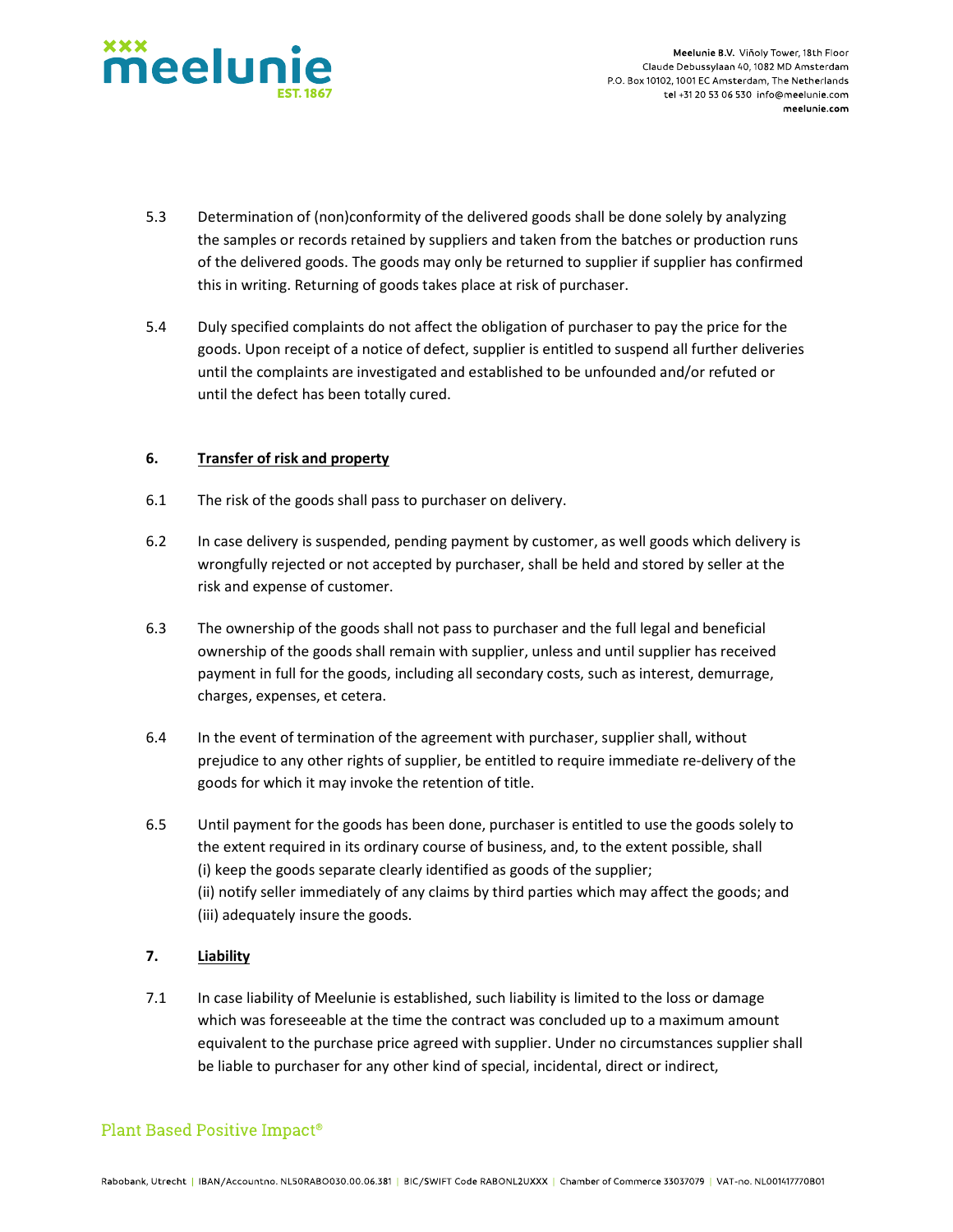5.3 Determination of (non)conformity of the delivered goods shall be done solely by analyzing the samples or records retained by suppliers and taken from the batches or production runs of the delivered goods. The goods may only be returned to supplier if supplier has confirmed this in writing. Returning of goods takes place at risk of purchaser.

5.4 Duly specified complaints do not affect the obligation of purchaser to pay the price for the goods. Upon receipt of a notice of defect, supplier is entitled to suspend all further deliveries until the complaints are investigated and established to be unfounded and/or refuted or until the defect has been totally cured.

## 6. Transfer of risk and property

6.1 The risk of the goods shall pass to purchaser on delivery.

6.2 In case delivery is suspended, pending payment by customer, as well goods which delivery is wrongfully rejected or not accepted by purchaser, shall be held and stored by seller at the risk and expense of customer.

6.3 The ownership of the goods shall not pass to purchaser and the full legal and beneficial ownership of the goods shall remain with supplier, unless and until supplier has received payment in full for the goods, including all secondary costs, such as interest, demurrage, charges, expenses, et cetera.

6.4 In the event of termination of the agreement with purchaser, supplier shall, without prejudice to any other rights of supplier, be entitled to require immediate re-delivery of the goods for which it may invoke the retention of title.

6.5 Until payment for the goods has been done, purchaser is entitled to use the goods solely to the extent required in its ordinary course of business, and, to the extent possible, shall
(i) keep the goods separate clearly identified as goods of the supplier;
(ii) notify seller immediately of any claims by third parties which may affect the goods; and
(iii) adequately insure the goods.

## 7. Liability

7.1 In case liability of Meelunie is established, such liability is limited to the loss or damage which was foreseeable at the time the contract was concluded up to a maximum amount equivalent to the purchase price agreed with supplier. Under no circumstances supplier shall be liable to purchaser for any other kind of special, incidental, direct or indirect,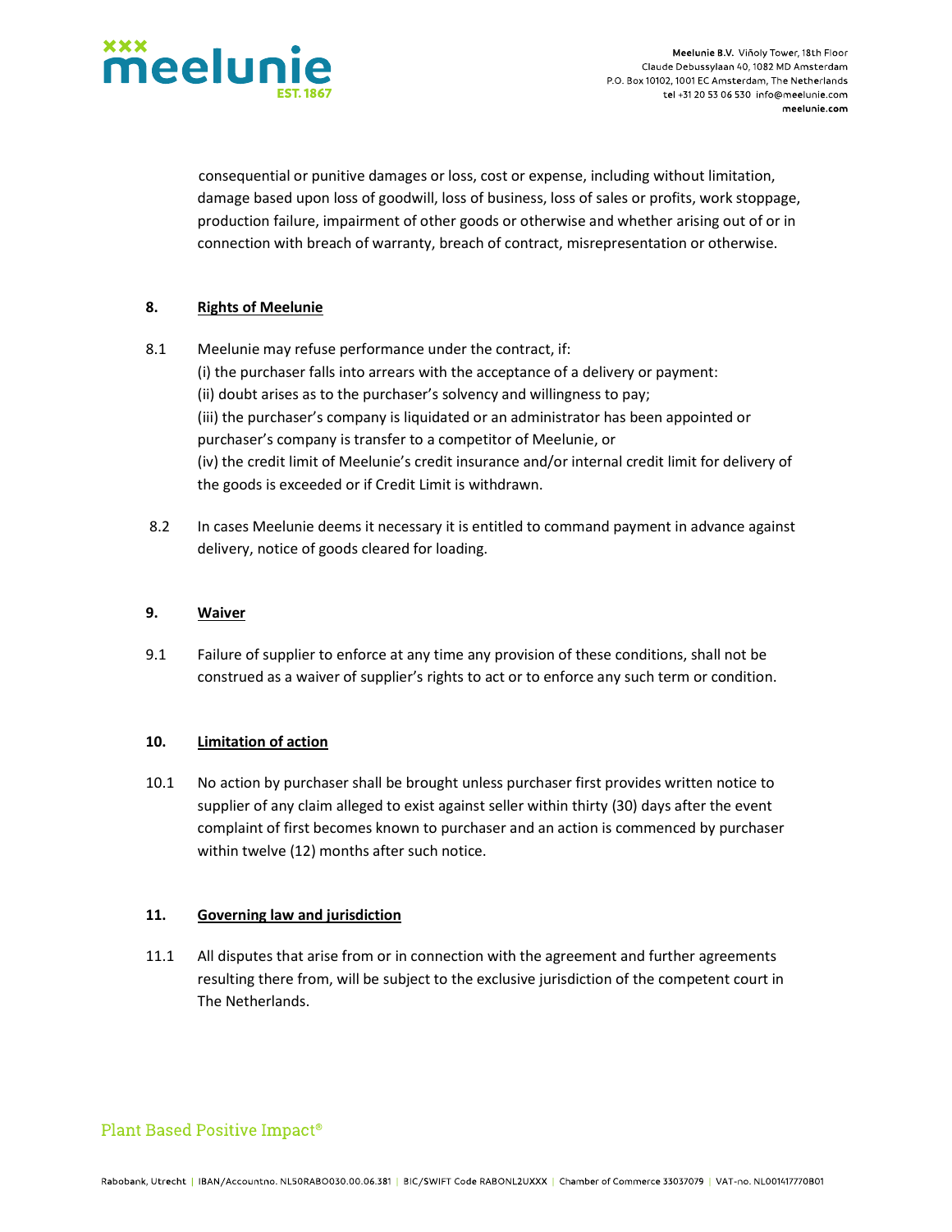consequential or punitive damages or loss, cost or expense, including without limitation, damage based upon loss of goodwill, loss of business, loss of sales or profits, work stoppage, production failure, impairment of other goods or otherwise and whether arising out of or in connection with breach of warranty, breach of contract, misrepresentation or otherwise.

**8. Rights of Meelunie**

8.1 Meelunie may refuse performance under the contract, if:
(i) the purchaser falls into arrears with the acceptance of a delivery or payment:
(ii) doubt arises as to the purchaser's solvency and willingness to pay;
(iii) the purchaser's company is liquidated or an administrator has been appointed or purchaser's company is transfer to a competitor of Meelunie, or
(iv) the credit limit of Meelunie's credit insurance and/or internal credit limit for delivery of the goods is exceeded or if Credit Limit is withdrawn.

8.2 In cases Meelunie deems it necessary it is entitled to command payment in advance against delivery, notice of goods cleared for loading.

**9. Waiver**

9.1 Failure of supplier to enforce at any time any provision of these conditions, shall not be construed as a waiver of supplier's rights to act or to enforce any such term or condition.

**10. Limitation of action**

10.1 No action by purchaser shall be brought unless purchaser first provides written notice to supplier of any claim alleged to exist against seller within thirty (30) days after the event complaint of first becomes known to purchaser and an action is commenced by purchaser within twelve (12) months after such notice.

**11. Governing law and jurisdiction**

11.1 All disputes that arise from or in connection with the agreement and further agreements resulting there from, will be subject to the exclusive jurisdiction of the competent court in The Netherlands.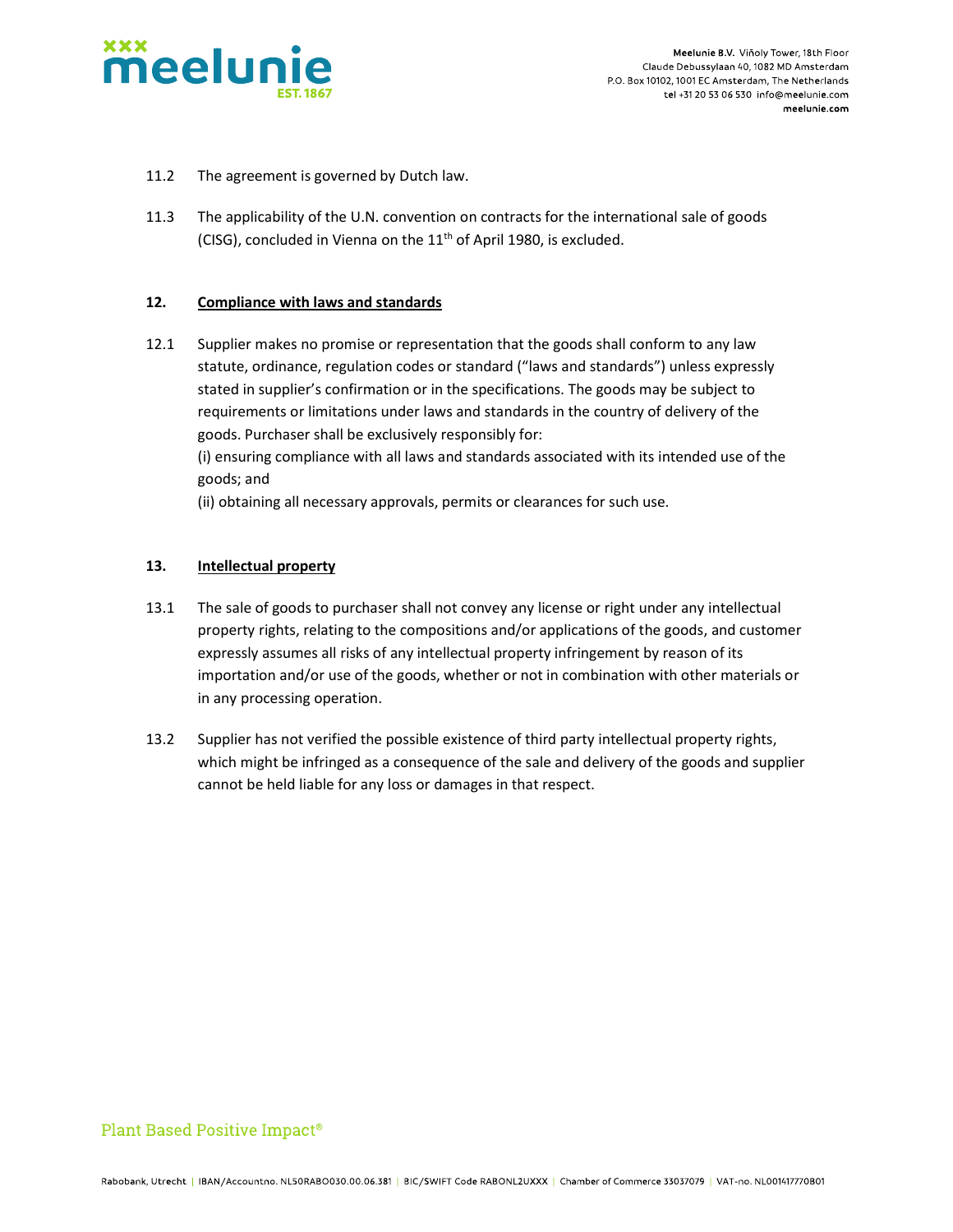11.2 The agreement is governed by Dutch law.

11.3 The applicability of the U.N. convention on contracts for the international sale of goods (CISG), concluded in Vienna on the 11th of April 1980, is excluded.

## 12. Compliance with laws and standards

12.1 Supplier makes no promise or representation that the goods shall conform to any law statute, ordinance, regulation codes or standard ("laws and standards") unless expressly stated in supplier's confirmation or in the specifications. The goods may be subject to requirements or limitations under laws and standards in the country of delivery of the goods. Purchaser shall be exclusively responsibly for:
(i) ensuring compliance with all laws and standards associated with its intended use of the goods; and
(ii) obtaining all necessary approvals, permits or clearances for such use.

## 13. Intellectual property

13.1 The sale of goods to purchaser shall not convey any license or right under any intellectual property rights, relating to the compositions and/or applications of the goods, and customer expressly assumes all risks of any intellectual property infringement by reason of its importation and/or use of the goods, whether or not in combination with other materials or in any processing operation.

13.2 Supplier has not verified the possible existence of third party intellectual property rights, which might be infringed as a consequence of the sale and delivery of the goods and supplier cannot be held liable for any loss or damages in that respect.